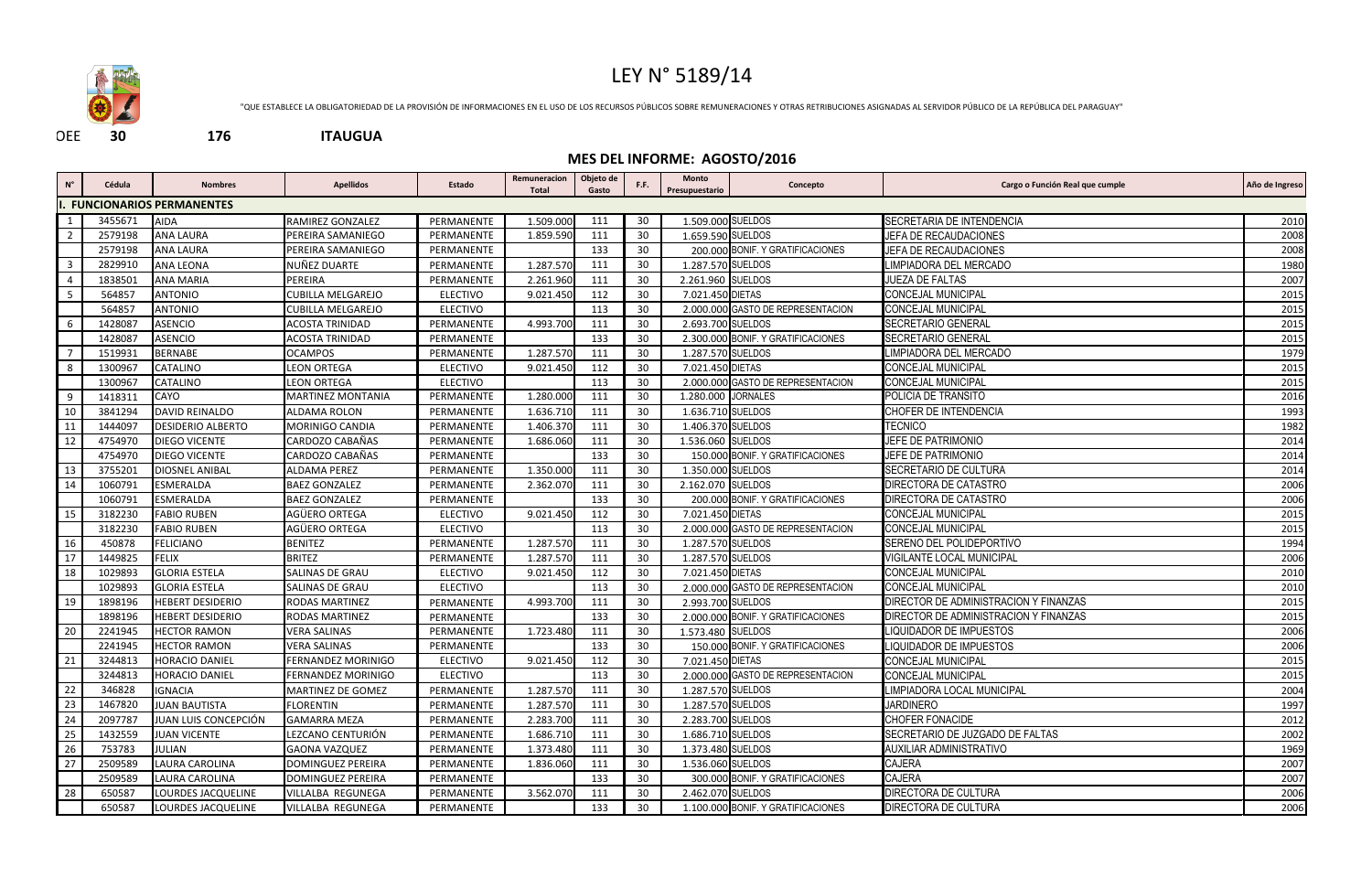# LEY N° 5189/14

"QUE ESTABLECE LA OBLIGATORIEDAD DE LA PROVISIÓN DE INFORMACIONES EN EL USO DE LOS RECURSOS PÚBLICOS SOBRE REMUNERACIONES Y OTRAS RETRIBUCIONES ASIGNADAS AL SERVIDOR PÚBLICO DE LA REPÚBLICA DEL PARAGUAY"

OEE **30** **176** **ITAUGUA**

## MES DEL INFORME: AGOSTO/2016

| N° | Cédula | Nombres | Apellidos | Estado | Remuneracion Total | Objeto de Gasto | F.F. | Monto Presupuestario | Concepto | Cargo o Función Real que cumple | Año de Ingreso |
|---|---|---|---|---|---|---|---|---|---|---|---|
| **I. FUNCIONARIOS PERMANENTES** | | | | | | | | | | | |
| 1 | 3455671 | AIDA | RAMIREZ GONZALEZ | PERMANENTE | 1.509.000 | 111 | 30 | 1.509.000 | SUELDOS | SECRETARIA DE INTENDENCIA | 2010 |
| 2 | 2579198 | ANA LAURA | PEREIRA SAMANIEGO | PERMANENTE | 1.859.590 | 111 | 30 | 1.659.590 | SUELDOS | JEFA DE RECAUDACIONES | 2008 |
| | 2579198 | ANA LAURA | PEREIRA SAMANIEGO | PERMANENTE | | 133 | 30 | 200.000 | BONIF. Y GRATIFICACIONES | JEFA DE RECAUDACIONES | 2008 |
| 3 | 2829910 | ANA LEONA | NUÑEZ DUARTE | PERMANENTE | 1.287.570 | 111 | 30 | 1.287.570 | SUELDOS | LIMPIADORA DEL MERCADO | 1980 |
| 4 | 1838501 | ANA MARIA | PEREIRA | PERMANENTE | 2.261.960 | 111 | 30 | 2.261.960 | SUELDOS | JUEZA DE FALTAS | 2007 |
| 5 | 564857 | ANTONIO | CUBILLA MELGAREJO | ELECTIVO | 9.021.450 | 112 | 30 | 7.021.450 | DIETAS | CONCEJAL MUNICIPAL | 2015 |
| | 564857 | ANTONIO | CUBILLA MELGAREJO | ELECTIVO | | 113 | 30 | 2.000.000 | GASTO DE REPRESENTACION | CONCEJAL MUNICIPAL | 2015 |
| 6 | 1428087 | ASENCIO | ACOSTA TRINIDAD | PERMANENTE | 4.993.700 | 111 | 30 | 2.693.700 | SUELDOS | SECRETARIO GENERAL | 2015 |
| | 1428087 | ASENCIO | ACOSTA TRINIDAD | PERMANENTE | | 133 | 30 | 2.300.000 | BONIF. Y GRATIFICACIONES | SECRETARIO GENERAL | 2015 |
| 7 | 1519931 | BERNABE | OCAMPOS | PERMANENTE | 1.287.570 | 111 | 30 | 1.287.570 | SUELDOS | LIMPIADORA DEL MERCADO | 1979 |
| 8 | 1300967 | CATALINO | LEON ORTEGA | ELECTIVO | 9.021.450 | 112 | 30 | 7.021.450 | DIETAS | CONCEJAL MUNICIPAL | 2015 |
| | 1300967 | CATALINO | LEON ORTEGA | ELECTIVO | | 113 | 30 | 2.000.000 | GASTO DE REPRESENTACION | CONCEJAL MUNICIPAL | 2015 |
| 9 | 1418311 | CAYO | MARTINEZ MONTANIA | PERMANENTE | 1.280.000 | 111 | 30 | 1.280.000 | JORNALES | POLICIA DE TRANSITO | 2016 |
| 10 | 3841294 | DAVID REINALDO | ALDAMA ROLON | PERMANENTE | 1.636.710 | 111 | 30 | 1.636.710 | SUELDOS | CHOFER DE INTENDENCIA | 1993 |
| 11 | 1444097 | DESIDERIO ALBERTO | MORINIGO CANDIA | PERMANENTE | 1.406.370 | 111 | 30 | 1.406.370 | SUELDOS | TECNICO | 1982 |
| 12 | 4754970 | DIEGO VICENTE | CARDOZO CABAÑAS | PERMANENTE | 1.686.060 | 111 | 30 | 1.536.060 | SUELDOS | JEFE DE PATRIMONIO | 2014 |
| | 4754970 | DIEGO VICENTE | CARDOZO CABAÑAS | PERMANENTE | | 133 | 30 | 150.000 | BONIF. Y GRATIFICACIONES | JEFE DE PATRIMONIO | 2014 |
| 13 | 3755201 | DIOSNEL ANIBAL | ALDAMA PEREZ | PERMANENTE | 1.350.000 | 111 | 30 | 1.350.000 | SUELDOS | SECRETARIO DE CULTURA | 2014 |
| 14 | 1060791 | ESMERALDA | BAEZ GONZALEZ | PERMANENTE | 2.362.070 | 111 | 30 | 2.162.070 | SUELDOS | DIRECTORA DE CATASTRO | 2006 |
| | 1060791 | ESMERALDA | BAEZ GONZALEZ | PERMANENTE | | 133 | 30 | 200.000 | BONIF. Y GRATIFICACIONES | DIRECTORA DE CATASTRO | 2006 |
| 15 | 3182230 | FABIO RUBEN | AGÜERO ORTEGA | ELECTIVO | 9.021.450 | 112 | 30 | 7.021.450 | DIETAS | CONCEJAL MUNICIPAL | 2015 |
| | 3182230 | FABIO RUBEN | AGÜERO ORTEGA | ELECTIVO | | 113 | 30 | 2.000.000 | GASTO DE REPRESENTACION | CONCEJAL MUNICIPAL | 2015 |
| 16 | 450878 | FELICIANO | BENITEZ | PERMANENTE | 1.287.570 | 111 | 30 | 1.287.570 | SUELDOS | SERENO DEL POLIDEPORTIVO | 1994 |
| 17 | 1449825 | FELIX | BRITEZ | PERMANENTE | 1.287.570 | 111 | 30 | 1.287.570 | SUELDOS | VIGILANTE LOCAL MUNICIPAL | 2006 |
| 18 | 1029893 | GLORIA ESTELA | SALINAS DE GRAU | ELECTIVO | 9.021.450 | 112 | 30 | 7.021.450 | DIETAS | CONCEJAL MUNICIPAL | 2010 |
| | 1029893 | GLORIA ESTELA | SALINAS DE GRAU | ELECTIVO | | 113 | 30 | 2.000.000 | GASTO DE REPRESENTACION | CONCEJAL MUNICIPAL | 2010 |
| 19 | 1898196 | HEBERT DESIDERIO | RODAS MARTINEZ | PERMANENTE | 4.993.700 | 111 | 30 | 2.993.700 | SUELDOS | DIRECTOR DE ADMINISTRACION Y FINANZAS | 2015 |
| | 1898196 | HEBERT DESIDERIO | RODAS MARTINEZ | PERMANENTE | | 133 | 30 | 2.000.000 | BONIF. Y GRATIFICACIONES | DIRECTOR DE ADMINISTRACION Y FINANZAS | 2015 |
| 20 | 2241945 | HECTOR RAMON | VERA SALINAS | PERMANENTE | 1.723.480 | 111 | 30 | 1.573.480 | SUELDOS | LIQUIDADOR DE IMPUESTOS | 2006 |
| | 2241945 | HECTOR RAMON | VERA SALINAS | PERMANENTE | | 133 | 30 | 150.000 | BONIF. Y GRATIFICACIONES | LIQUIDADOR DE IMPUESTOS | 2006 |
| 21 | 3244813 | HORACIO DANIEL | FERNANDEZ MORINIGO | ELECTIVO | 9.021.450 | 112 | 30 | 7.021.450 | DIETAS | CONCEJAL MUNICIPAL | 2015 |
| | 3244813 | HORACIO DANIEL | FERNANDEZ MORINIGO | ELECTIVO | | 113 | 30 | 2.000.000 | GASTO DE REPRESENTACION | CONCEJAL MUNICIPAL | 2015 |
| 22 | 346828 | IGNACIA | MARTINEZ DE GOMEZ | PERMANENTE | 1.287.570 | 111 | 30 | 1.287.570 | SUELDOS | LIMPIADORA LOCAL MUNICIPAL | 2004 |
| 23 | 1467820 | JUAN BAUTISTA | FLORENTIN | PERMANENTE | 1.287.570 | 111 | 30 | 1.287.570 | SUELDOS | JARDINERO | 1997 |
| 24 | 2097787 | JUAN LUIS CONCEPCIÓN | GAMARRA MEZA | PERMANENTE | 2.283.700 | 111 | 30 | 2.283.700 | SUELDOS | CHOFER FONACIDE | 2012 |
| 25 | 1432559 | JUAN VICENTE | LEZCANO CENTURIÓN | PERMANENTE | 1.686.710 | 111 | 30 | 1.686.710 | SUELDOS | SECRETARIO DE JUZGADO DE FALTAS | 2002 |
| 26 | 753783 | JULIAN | GAONA VAZQUEZ | PERMANENTE | 1.373.480 | 111 | 30 | 1.373.480 | SUELDOS | AUXILIAR ADMINISTRATIVO | 1969 |
| 27 | 2509589 | LAURA CAROLINA | DOMINGUEZ PEREIRA | PERMANENTE | 1.836.060 | 111 | 30 | 1.536.060 | SUELDOS | CAJERA | 2007 |
| | 2509589 | LAURA CAROLINA | DOMINGUEZ PEREIRA | PERMANENTE | | 133 | 30 | 300.000 | BONIF. Y GRATIFICACIONES | CAJERA | 2007 |
| 28 | 650587 | LOURDES JACQUELINE | VILLALBA REGUNEGA | PERMANENTE | 3.562.070 | 111 | 30 | 2.462.070 | SUELDOS | DIRECTORA DE CULTURA | 2006 |
| | 650587 | LOURDES JACQUELINE | VILLALBA REGUNEGA | PERMANENTE | | 133 | 30 | 1.100.000 | BONIF. Y GRATIFICACIONES | DIRECTORA DE CULTURA | 2006 |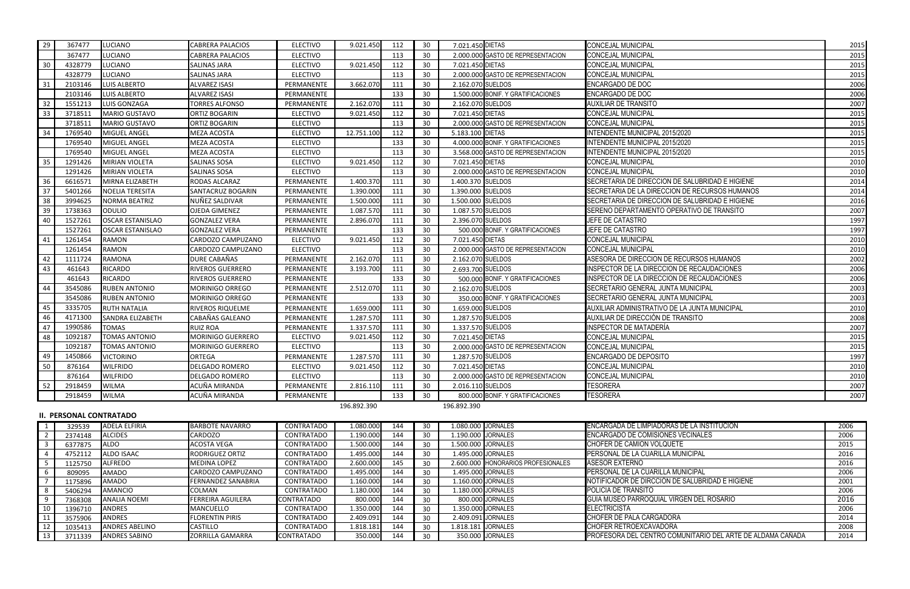| 29 | 367477 | LUCIANO | CABRERA PALACIOS | ELECTIVO | 9.021.450 | 112 | 30 | 7.021.450 | DIETAS | CONCEJAL MUNICIPAL | 2015 |
|---|---|---|---|---|---|---|---|---|---|---|---|
| | 367477 | LUCIANO | CABRERA PALACIOS | ELECTIVO | | 113 | 30 | 2.000.000 | GASTO DE REPRESENTACION | CONCEJAL MUNICIPAL | 2015 |
| 30 | 4328779 | LUCIANO | SALINAS JARA | ELECTIVO | 9.021.450 | 112 | 30 | 7.021.450 | DIETAS | CONCEJAL MUNICIPAL | 2015 |
| | 4328779 | LUCIANO | SALINAS JARA | ELECTIVO | | 113 | 30 | 2.000.000 | GASTO DE REPRESENTACION | CONCEJAL MUNICIPAL | 2015 |
| 31 | 2103146 | LUIS ALBERTO | ALVAREZ ISASI | PERMANENTE | 3.662.070 | 111 | 30 | 2.162.070 | SUELDOS | ENCARGADO DE DOC | 2006 |
| | 2103146 | LUIS ALBERTO | ALVAREZ ISASI | PERMANENTE | | 133 | 30 | 1.500.000 | BONIF. Y GRATIFICACIONES | ENCARGADO DE DOC | 2006 |
| 32 | 1551213 | LUIS GONZAGA | TORRES ALFONSO | PERMANENTE | 2.162.070 | 111 | 30 | 2.162.070 | SUELDOS | AUXILIAR DE TRANSITO | 2007 |
| 33 | 3718511 | MARIO GUSTAVO | ORTIZ BOGARIN | ELECTIVO | 9.021.450 | 112 | 30 | 7.021.450 | DIETAS | CONCEJAL MUNICIPAL | 2015 |
| | 3718511 | MARIO GUSTAVO | ORTIZ BOGARIN | ELECTIVO | | 113 | 30 | 2.000.000 | GASTO DE REPRESENTACION | CONCEJAL MUNICIPAL | 2015 |
| 34 | 1769540 | MIGUEL ANGEL | MEZA ACOSTA | ELECTIVO | 12.751.100 | 112 | 30 | 5.183.100 | DIETAS | INTENDENTE MUNICIPAL 2015/2020 | 2015 |
| | 1769540 | MIGUEL ANGEL | MEZA ACOSTA | ELECTIVO | | 133 | 30 | 4.000.000 | BONIF. Y GRATIFICACIONES | INTENDENTE MUNICIPAL 2015/2020 | 2015 |
| | 1769540 | MIGUEL ANGEL | MEZA ACOSTA | ELECTIVO | | 113 | 30 | 3.568.000 | GASTO DE REPRESENTACION | INTENDENTE MUNICIPAL 2015/2020 | 2015 |
| 35 | 1291426 | MIRIAN VIOLETA | SALINAS SOSA | ELECTIVO | 9.021.450 | 112 | 30 | 7.021.450 | DIETAS | CONCEJAL MUNICIPAL | 2010 |
| | 1291426 | MIRIAN VIOLETA | SALINAS SOSA | ELECTIVO | | 113 | 30 | 2.000.000 | GASTO DE REPRESENTACION | CONCEJAL MUNICIPAL | 2010 |
| 36 | 6616571 | MIRNA ELIZABETH | RODAS ALCARAZ | PERMANENTE | 1.400.370 | 111 | 30 | 1.400.370 | SUELDOS | SECRETARIA DE DIRECCION DE SALUBRIDAD E HIGIENE | 2014 |
| 37 | 5401266 | NOELIA TERESITA | SANTACRUZ BOGARIN | PERMANENTE | 1.390.000 | 111 | 30 | 1.390.000 | SUELDOS | SECRETARIA DE LA DIRECCION DE RECURSOS HUMANOS | 2014 |
| 38 | 3994625 | NORMA BEATRIZ | NUÑEZ SALDIVAR | PERMANENTE | 1.500.000 | 111 | 30 | 1.500.000 | SUELDOS | SECRETARIA DE DIRECCION DE SALUBRIDAD E HIGIENE | 2016 |
| 39 | 1738363 | ODULIO | OJEDA GIMENEZ | PERMANENTE | 1.087.570 | 111 | 30 | 1.087.570 | SUELDOS | SERENO DEPARTAMENTO OPERATIVO DE TRANSITO | 2007 |
| 40 | 1527261 | OSCAR ESTANISLAO | GONZALEZ VERA | PERMANENTE | 2.896.070 | 111 | 30 | 2.396.070 | SUELDOS | JEFE DE CATASTRO | 1997 |
| | 1527261 | OSCAR ESTANISLAO | GONZALEZ VERA | PERMANENTE | | 133 | 30 | 500.000 | BONIF. Y GRATIFICACIONES | JEFE DE CATASTRO | 1997 |
| 41 | 1261454 | RAMON | CARDOZO CAMPUZANO | ELECTIVO | 9.021.450 | 112 | 30 | 7.021.450 | DIETAS | CONCEJAL MUNICIPAL | 2010 |
| | 1261454 | RAMON | CARDOZO CAMPUZANO | ELECTIVO | | 113 | 30 | 2.000.000 | GASTO DE REPRESENTACION | CONCEJAL MUNICIPAL | 2010 |
| 42 | 1111724 | RAMONA | DURE CABAÑAS | PERMANENTE | 2.162.070 | 111 | 30 | 2.162.070 | SUELDOS | ASESORA DE DIRECCION DE RECURSOS HUMANOS | 2002 |
| 43 | 461643 | RICARDO | RIVEROS GUERRERO | PERMANENTE | 3.193.700 | 111 | 30 | 2.693.700 | SUELDOS | INSPECTOR DE LA DIRECCION DE RECAUDACIONES | 2006 |
| | 461643 | RICARDO | RIVEROS GUERRERO | PERMANENTE | | 133 | 30 | 500.000 | BONIF. Y GRATIFICACIONES | INSPECTOR DE LA DIRECCION DE RECAUDACIONES | 2006 |
| 44 | 3545086 | RUBEN ANTONIO | MORINIGO ORREGO | PERMANENTE | 2.512.070 | 111 | 30 | 2.162.070 | SUELDOS | SECRETARIO GENERAL JUNTA MUNICIPAL | 2003 |
| | 3545086 | RUBEN ANTONIO | MORINIGO ORREGO | PERMANENTE | | 133 | 30 | 350.000 | BONIF. Y GRATIFICACIONES | SECRETARIO GENERAL JUNTA MUNICIPAL | 2003 |
| 45 | 3335705 | RUTH NATALIA | RIVEROS RIQUELME | PERMANENTE | 1.659.000 | 111 | 30 | 1.659.000 | SUELDOS | AUXILIAR ADMINISTRATIVO DE LA JUNTA MUNICIPAL | 2010 |
| 46 | 4171300 | SANDRA ELIZABETH | CABAÑAS GALEANO | PERMANENTE | 1.287.570 | 111 | 30 | 1.287.570 | SUELDOS | AUXILIAR DE DIRECCIÓN DE TRANSITO | 2008 |
| 47 | 1990586 | TOMAS | RUIZ ROA | PERMANENTE | 1.337.570 | 111 | 30 | 1.337.570 | SUELDOS | INSPECTOR DE MATADERÍA | 2007 |
| 48 | 1092187 | TOMAS ANTONIO | MORINIGO GUERRERO | ELECTIVO | 9.021.450 | 112 | 30 | 7.021.450 | DIETAS | CONCEJAL MUNICIPAL | 2015 |
| | 1092187 | TOMAS ANTONIO | MORINIGO GUERRERO | ELECTIVO | | 113 | 30 | 2.000.000 | GASTO DE REPRESENTACION | CONCEJAL MUNICIPAL | 2015 |
| 49 | 1450866 | VICTORINO | ORTEGA | PERMANENTE | 1.287.570 | 111 | 30 | 1.287.570 | SUELDOS | ENCARGADO DE DEPOSITO | 1997 |
| 50 | 876164 | WILFRIDO | DELGADO ROMERO | ELECTIVO | 9.021.450 | 112 | 30 | 7.021.450 | DIETAS | CONCEJAL MUNICIPAL | 2010 |
| | 876164 | WILFRIDO | DELGADO ROMERO | ELECTIVO | | 113 | 30 | 2.000.000 | GASTO DE REPRESENTACION | CONCEJAL MUNICIPAL | 2010 |
| 52 | 2918459 | WILMA | ACUÑA MIRANDA | PERMANENTE | 2.816.110 | 111 | 30 | 2.016.110 | SUELDOS | TESORERA | 2007 |
| | 2918459 | WILMA | ACUÑA MIRANDA | PERMANENTE | | 133 | 30 | 800.000 | BONIF. Y GRATIFICACIONES | TESORERA | 2007 |
| | | | | | 196.892.390 | | | 196.892.390 | | | |

**II. PERSONAL CONTRATADO**

| 1 | 329539 | ADELA ELFIRIA | BARBOTE NAVARRO | CONTRATADO | 1.080.000 | 144 | 30 | 1.080.000 | JORNALES | ENCARGADA DE LIMPIADORAS DE LA INSTITUCION | 2006 |
|---|---|---|---|---|---|---|---|---|---|---|---|
| 2 | 2374148 | ALCIDES | CARDOZO | CONTRATADO | 1.190.000 | 144 | 30 | 1.190.000 | JORNALES | ENCARGADO DE COMISIONES VECINALES | 2006 |
| 3 | 6377875 | ALDO | ACOSTA VEGA | CONTRATADO | 1.500.000 | 144 | 30 | 1.500.000 | JORNALES | CHOFER DE CAMION VOLQUETE | 2015 |
| 4 | 4752112 | ALDO ISAAC | RODRIGUEZ ORTIZ | CONTRATADO | 1.495.000 | 144 | 30 | 1.495.000 | JORNALES | PERSONAL DE LA CUARILLA MUNICIPAL | 2016 |
| 5 | 1125750 | ALFREDO | MEDINA LOPEZ | CONTRATADO | 2.600.000 | 145 | 30 | 2.600.000 | HONORARIOS PROFESIONALES | ASESOR EXTERNO | 2016 |
| 6 | 809095 | AMADO | CARDOZO CAMPUZANO | CONTRATADO | 1.495.000 | 144 | 30 | 1.495.000 | JORNALES | PERSONAL DE LA CUARILLA MUNICIPAL | 2006 |
| 7 | 1175896 | AMADO | FERNANDEZ SANABRIA | CONTRATADO | 1.160.000 | 144 | 30 | 1.160.000 | JORNALES | NOTIFICADOR DE DIRCCIÓN DE SALUBRIDAD E HIGIENE | 2001 |
| 8 | 5406294 | AMANCIO | COLMAN | CONTRATADO | 1.180.000 | 144 | 30 | 1.180.000 | JORNALES | POLICIA DE TRANSITO | 2006 |
| 9 | 7368308 | ANALIA NOEMI | FERREIRA AGUILERA | CONTRATADO | 800.000 | 144 | 30 | 800.000 | JORNALES | GUIA MUSEO PARROQUIAL VIRGEN DEL ROSARIO | 2016 |
| 10 | 1396710 | ANDRES | MANCUELLO | CONTRATADO | 1.350.000 | 144 | 30 | 1.350.000 | JORNALES | ELECTRICISTA | 2006 |
| 11 | 3575906 | ANDRES | FLORENTIN PIRIS | CONTRATADO | 2.409.091 | 144 | 30 | 2.409.091 | JORNALES | CHOFER DE PALA CARGADORA | 2014 |
| 12 | 1035413 | ANDRES ABELINO | CASTILLO | CONTRATADO | 1.818.181 | 144 | 30 | 1.818.181 | JORNALES | CHOFER RETROEXCAVADORA | 2008 |
| 13 | 3711339 | ANDRES SABINO | ZORRILLA GAMARRA | CONTRATADO | 350.000 | 144 | 30 | 350.000 | JORNALES | PROFESORA DEL CENTRO COMUNITARIO DEL ARTE DE ALDAMA CAÑADA | 2014 |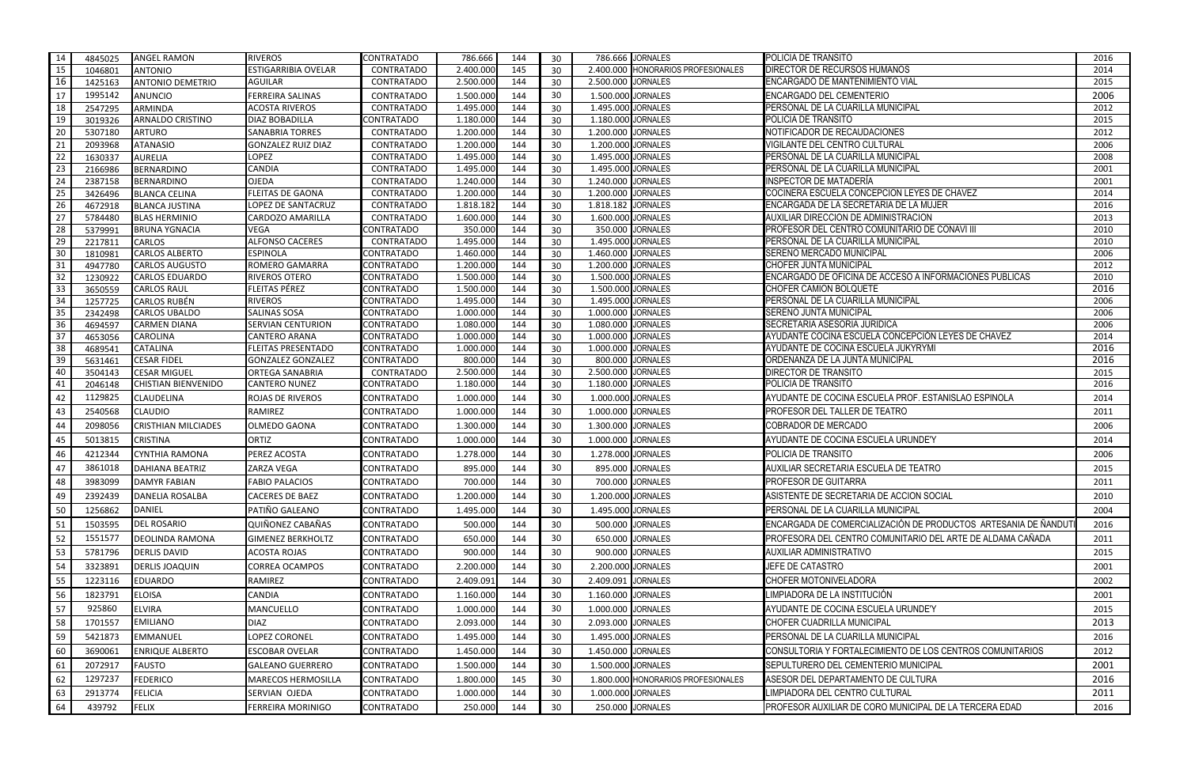| 14 | 4845025 | ANGEL RAMON | RIVEROS | CONTRATADO | 786.666 | 144 | 30 | 786.666 | JORNALES | POLICIA DE TRANSITO | 2016 |
|---|---|---|---|---|---|---|---|---|---|---|---|
| 15 | 1046801 | ANTONIO | ESTIGARRIBIA OVELAR | CONTRATADO | 2.400.000 | 145 | 30 | 2.400.000 | HONORARIOS PROFESIONALES | DIRECTOR DE RECURSOS HUMANOS | 2014 |
| 16 | 1425163 | ANTONIO DEMETRIO | AGUILAR | CONTRATADO | 2.500.000 | 144 | 30 | 2.500.000 | JORNALES | ENCARGADO DE MANTENIMIENTO VIAL | 2015 |
| 17 | 1995142 | ANUNCIO | FERREIRA SALINAS | CONTRATADO | 1.500.000 | 144 | 30 | 1.500.000 | JORNALES | ENCARGADO DEL CEMENTERIO | 2006 |
| 18 | 2547295 | ARMINDA | ACOSTA RIVEROS | CONTRATADO | 1.495.000 | 144 | 30 | 1.495.000 | JORNALES | PERSONAL DE LA CUARILLA MUNICIPAL | 2012 |
| 19 | 3019326 | ARNALDO CRISTINO | DIAZ BOBADILLA | CONTRATADO | 1.180.000 | 144 | 30 | 1.180.000 | JORNALES | POLICIA DE TRANSITO | 2015 |
| 20 | 5307180 | ARTURO | SANABRIA TORRES | CONTRATADO | 1.200.000 | 144 | 30 | 1.200.000 | JORNALES | NOTIFICADOR DE RECAUDACIONES | 2012 |
| 21 | 2093968 | ATANASIO | GONZALEZ RUIZ DIAZ | CONTRATADO | 1.200.000 | 144 | 30 | 1.200.000 | JORNALES | VIGILANTE DEL CENTRO CULTURAL | 2006 |
| 22 | 1630337 | AURELIA | LOPEZ | CONTRATADO | 1.495.000 | 144 | 30 | 1.495.000 | JORNALES | PERSONAL DE LA CUARILLA MUNICIPAL | 2008 |
| 23 | 2166986 | BERNARDINO | CANDIA | CONTRATADO | 1.495.000 | 144 | 30 | 1.495.000 | JORNALES | PERSONAL DE LA CUARILLA MUNICIPAL | 2001 |
| 24 | 2387158 | BERNARDINO | OJEDA | CONTRATADO | 1.240.000 | 144 | 30 | 1.240.000 | JORNALES | INSPECTOR DE MATADERÍA | 2001 |
| 25 | 3426496 | BLANCA CELINA | FLEITAS DE GAONA | CONTRATADO | 1.200.000 | 144 | 30 | 1.200.000 | JORNALES | COCINERA ESCUELA CONCEPCION LEYES DE CHAVEZ | 2014 |
| 26 | 4672918 | BLANCA JUSTINA | LOPEZ DE SANTACRUZ | CONTRATADO | 1.818.182 | 144 | 30 | 1.818.182 | JORNALES | ENCARGADA DE LA SECRETARIA DE LA MUJER | 2016 |
| 27 | 5784480 | BLAS HERMINIO | CARDOZO AMARILLA | CONTRATADO | 1.600.000 | 144 | 30 | 1.600.000 | JORNALES | AUXILIAR DIRECCION DE ADMINISTRACION | 2013 |
| 28 | 5379991 | BRUNA YGNACIA | VEGA | CONTRATADO | 350.000 | 144 | 30 | 350.000 | JORNALES | PROFESOR DEL CENTRO COMUNITARIO DE CONAVI III | 2010 |
| 29 | 2217811 | CARLOS | ALFONSO CACERES | CONTRATADO | 1.495.000 | 144 | 30 | 1.495.000 | JORNALES | PERSONAL DE LA CUARILLA MUNICIPAL | 2010 |
| 30 | 1810981 | CARLOS ALBERTO | ESPINOLA | CONTRATADO | 1.460.000 | 144 | 30 | 1.460.000 | JORNALES | SERENO MERCADO MUNICIPAL | 2006 |
| 31 | 4947780 | CARLOS AUGUSTO | ROMERO GAMARRA | CONTRATADO | 1.200.000 | 144 | 30 | 1.200.000 | JORNALES | CHOFER JUNTA MUNICIPAL | 2012 |
| 32 | 1230922 | CARLOS EDUARDO | RIVEROS OTERO | CONTRATADO | 1.500.000 | 144 | 30 | 1.500.000 | JORNALES | ENCARGADO DE OFICINA DE ACCESO A INFORMACIONES PUBLICAS | 2010 |
| 33 | 3650559 | CARLOS RAUL | FLEITAS PÉREZ | CONTRATADO | 1.500.000 | 144 | 30 | 1.500.000 | JORNALES | CHOFER CAMION BOLQUETE | 2016 |
| 34 | 1257725 | CARLOS RUBÉN | RIVEROS | CONTRATADO | 1.495.000 | 144 | 30 | 1.495.000 | JORNALES | PERSONAL DE LA CUARILLA MUNICIPAL | 2006 |
| 35 | 2342498 | CARLOS UBALDO | SALINAS SOSA | CONTRATADO | 1.000.000 | 144 | 30 | 1.000.000 | JORNALES | SERENO JUNTA MUNICIPAL | 2006 |
| 36 | 4694597 | CARMEN DIANA | SERVIAN CENTURION | CONTRATADO | 1.080.000 | 144 | 30 | 1.080.000 | JORNALES | SECRETARIA ASESORIA JURIDICA | 2006 |
| 37 | 4653056 | CAROLINA | CANTERO ARANA | CONTRATADO | 1.000.000 | 144 | 30 | 1.000.000 | JORNALES | AYUDANTE COCINA ESCUELA CONCEPCION LEYES DE CHAVEZ | 2014 |
| 38 | 4689541 | CATALINA | FLEITAS PRESENTADO | CONTRATADO | 1.000.000 | 144 | 30 | 1.000.000 | JORNALES | AYUDANTE DE COCINA ESCUELA JUKYRYMI | 2016 |
| 39 | 5631461 | CESAR FIDEL | GONZALEZ GONZALEZ | CONTRATADO | 800.000 | 144 | 30 | 800.000 | JORNALES | ORDENANZA DE LA JUNTA MUNICIPAL | 2016 |
| 40 | 3504143 | CESAR MIGUEL | ORTEGA SANABRIA | CONTRATADO | 2.500.000 | 144 | 30 | 2.500.000 | JORNALES | DIRECTOR DE TRANSITO | 2015 |
| 41 | 2046148 | CHISTIAN BIENVENIDO | CANTERO NUNEZ | CONTRATADO | 1.180.000 | 144 | 30 | 1.180.000 | JORNALES | POLICIA DE TRANSITO | 2016 |
| 42 | 1129825 | CLAUDELINA | ROJAS DE RIVEROS | CONTRATADO | 1.000.000 | 144 | 30 | 1.000.000 | JORNALES | AYUDANTE DE COCINA ESCUELA PROF. ESTANISLAO ESPINOLA | 2014 |
| 43 | 2540568 | CLAUDIO | RAMIREZ | CONTRATADO | 1.000.000 | 144 | 30 | 1.000.000 | JORNALES | PROFESOR DEL TALLER DE TEATRO | 2011 |
| 44 | 2098056 | CRISTHIAN MILCIADES | OLMEDO GAONA | CONTRATADO | 1.300.000 | 144 | 30 | 1.300.000 | JORNALES | COBRADOR DE MERCADO | 2006 |
| 45 | 5013815 | CRISTINA | ORTIZ | CONTRATADO | 1.000.000 | 144 | 30 | 1.000.000 | JORNALES | AYUDANTE DE COCINA ESCUELA URUNDE'Y | 2014 |
| 46 | 4212344 | CYNTHIA RAMONA | PEREZ ACOSTA | CONTRATADO | 1.278.000 | 144 | 30 | 1.278.000 | JORNALES | POLICIA DE TRANSITO | 2006 |
| 47 | 3861018 | DAHIANA BEATRIZ | ZARZA VEGA | CONTRATADO | 895.000 | 144 | 30 | 895.000 | JORNALES | AUXILIAR SECRETARIA ESCUELA DE TEATRO | 2015 |
| 48 | 3983099 | DAMYR FABIAN | FABIO PALACIOS | CONTRATADO | 700.000 | 144 | 30 | 700.000 | JORNALES | PROFESOR DE GUITARRA | 2011 |
| 49 | 2392439 | DANELIA ROSALBA | CACERES DE BAEZ | CONTRATADO | 1.200.000 | 144 | 30 | 1.200.000 | JORNALES | ASISTENTE DE SECRETARIA DE ACCION SOCIAL | 2010 |
| 50 | 1256862 | DANIEL | PATIÑO GALEANO | CONTRATADO | 1.495.000 | 144 | 30 | 1.495.000 | JORNALES | PERSONAL DE LA CUARILLA MUNICIPAL | 2004 |
| 51 | 1503595 | DEL ROSARIO | QUIÑONEZ CABAÑAS | CONTRATADO | 500.000 | 144 | 30 | 500.000 | JORNALES | ENCARGADA DE COMERCIALIZACIÓN DE PRODUCTOS ARTESANIA DE ÑANDUTI | 2016 |
| 52 | 1551577 | DEOLINDA RAMONA | GIMENEZ BERKHOLTZ | CONTRATADO | 650.000 | 144 | 30 | 650.000 | JORNALES | PROFESORA DEL CENTRO COMUNITARIO DEL ARTE DE ALDAMA CAÑADA | 2011 |
| 53 | 5781796 | DERLIS DAVID | ACOSTA ROJAS | CONTRATADO | 900.000 | 144 | 30 | 900.000 | JORNALES | AUXILIAR ADMINISTRATIVO | 2015 |
| 54 | 3323891 | DERLIS JOAQUIN | CORREA OCAMPOS | CONTRATADO | 2.200.000 | 144 | 30 | 2.200.000 | JORNALES | JEFE DE CATASTRO | 2001 |
| 55 | 1223116 | EDUARDO | RAMIREZ | CONTRATADO | 2.409.091 | 144 | 30 | 2.409.091 | JORNALES | CHOFER MOTONIVELADORA | 2002 |
| 56 | 1823791 | ELOISA | CANDIA | CONTRATADO | 1.160.000 | 144 | 30 | 1.160.000 | JORNALES | LIMPIADORA DE LA INSTITUCIÓN | 2001 |
| 57 | 925860 | ELVIRA | MANCUELLO | CONTRATADO | 1.000.000 | 144 | 30 | 1.000.000 | JORNALES | AYUDANTE DE COCINA ESCUELA URUNDE'Y | 2015 |
| 58 | 1701557 | EMILIANO | DIAZ | CONTRATADO | 2.093.000 | 144 | 30 | 2.093.000 | JORNALES | CHOFER CUADRILLA MUNICIPAL | 2013 |
| 59 | 5421873 | EMMANUEL | LOPEZ CORONEL | CONTRATADO | 1.495.000 | 144 | 30 | 1.495.000 | JORNALES | PERSONAL DE LA CUARILLA MUNICIPAL | 2016 |
| 60 | 3690061 | ENRIQUE ALBERTO | ESCOBAR OVELAR | CONTRATADO | 1.450.000 | 144 | 30 | 1.450.000 | JORNALES | CONSULTORIA Y FORTALECIMIENTO DE LOS CENTROS COMUNITARIOS | 2012 |
| 61 | 2072917 | FAUSTO | GALEANO GUERRERO | CONTRATADO | 1.500.000 | 144 | 30 | 1.500.000 | JORNALES | SEPULTURERO DEL CEMENTERIO MUNICIPAL | 2001 |
| 62 | 1297237 | FEDERICO | MARECOS HERMOSILLA | CONTRATADO | 1.800.000 | 145 | 30 | 1.800.000 | HONORARIOS PROFESIONALES | ASESOR DEL DEPARTAMENTO DE CULTURA | 2016 |
| 63 | 2913774 | FELICIA | SERVIAN OJEDA | CONTRATADO | 1.000.000 | 144 | 30 | 1.000.000 | JORNALES | LIMPIADORA DEL CENTRO CULTURAL | 2011 |
| 64 | 439792 | FELIX | FERREIRA MORINIGO | CONTRATADO | 250.000 | 144 | 30 | 250.000 | JORNALES | PROFESOR AUXILIAR DE CORO MUNICIPAL DE LA TERCERA EDAD | 2016 |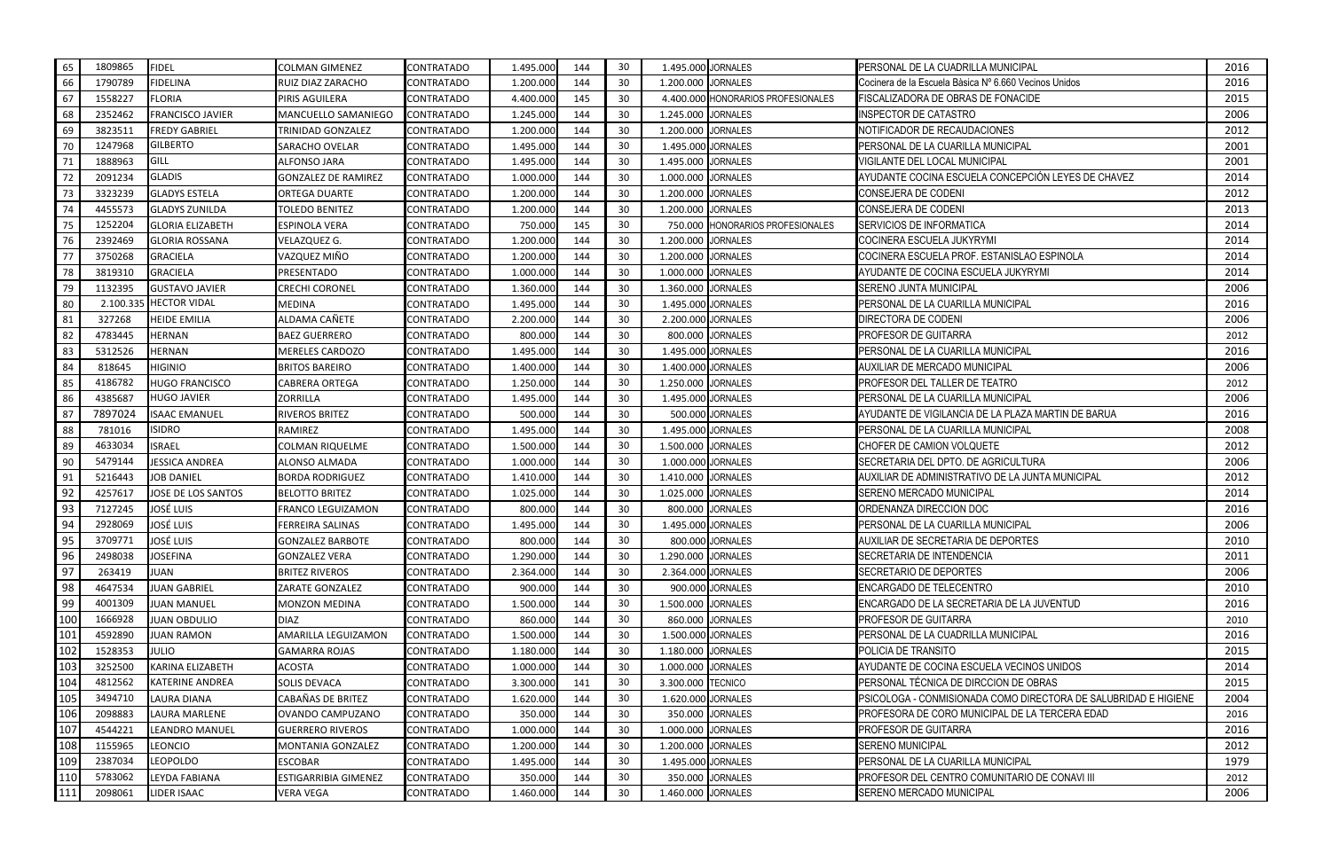| | | | | | | | | | | | |
|---|---|---|---|---|---|---|---|---|---|---|---|
| 65 | 1809865 | FIDEL | COLMAN GIMENEZ | CONTRATADO | 1.495.000 | 144 | 30 | 1.495.000 | JORNALES | PERSONAL DE LA CUADRILLA MUNICIPAL | 2016 |
| 66 | 1790789 | FIDELINA | RUIZ DIAZ ZARACHO | CONTRATADO | 1.200.000 | 144 | 30 | 1.200.000 | JORNALES | Cocinera de la Escuela Bàsica Nº 6.660 Vecinos Unidos | 2016 |
| 67 | 1558227 | FLORIA | PIRIS AGUILERA | CONTRATADO | 4.400.000 | 145 | 30 | 4.400.000 | HONORARIOS PROFESIONALES | FISCALIZADORA DE OBRAS DE FONACIDE | 2015 |
| 68 | 2352462 | FRANCISCO JAVIER | MANCUELLO SAMANIEGO | CONTRATADO | 1.245.000 | 144 | 30 | 1.245.000 | JORNALES | INSPECTOR DE CATASTRO | 2006 |
| 69 | 3823511 | FREDY GABRIEL | TRINIDAD GONZALEZ | CONTRATADO | 1.200.000 | 144 | 30 | 1.200.000 | JORNALES | NOTIFICADOR DE RECAUDACIONES | 2012 |
| 70 | 1247968 | GILBERTO | SARACHO OVELAR | CONTRATADO | 1.495.000 | 144 | 30 | 1.495.000 | JORNALES | PERSONAL DE LA CUARILLA MUNICIPAL | 2001 |
| 71 | 1888963 | GILL | ALFONSO JARA | CONTRATADO | 1.495.000 | 144 | 30 | 1.495.000 | JORNALES | VIGILANTE DEL LOCAL MUNICIPAL | 2001 |
| 72 | 2091234 | GLADIS | GONZALEZ DE RAMIREZ | CONTRATADO | 1.000.000 | 144 | 30 | 1.000.000 | JORNALES | AYUDANTE COCINA ESCUELA CONCEPCIÓN LEYES DE CHAVEZ | 2014 |
| 73 | 3323239 | GLADYS ESTELA | ORTEGA DUARTE | CONTRATADO | 1.200.000 | 144 | 30 | 1.200.000 | JORNALES | CONSEJERA DE CODENI | 2012 |
| 74 | 4455573 | GLADYS ZUNILDA | TOLEDO BENITEZ | CONTRATADO | 1.200.000 | 144 | 30 | 1.200.000 | JORNALES | CONSEJERA DE CODENI | 2013 |
| 75 | 1252204 | GLORIA ELIZABETH | ESPINOLA VERA | CONTRATADO | 750.000 | 145 | 30 | 750.000 | HONORARIOS PROFESIONALES | SERVICIOS DE INFORMATICA | 2014 |
| 76 | 2392469 | GLORIA ROSSANA | VELAZQUEZ G. | CONTRATADO | 1.200.000 | 144 | 30 | 1.200.000 | JORNALES | COCINERA ESCUELA JUKYRYMI | 2014 |
| 77 | 3750268 | GRACIELA | VAZQUEZ MIÑO | CONTRATADO | 1.200.000 | 144 | 30 | 1.200.000 | JORNALES | COCINERA ESCUELA PROF. ESTANISLAO ESPINOLA | 2014 |
| 78 | 3819310 | GRACIELA | PRESENTADO | CONTRATADO | 1.000.000 | 144 | 30 | 1.000.000 | JORNALES | AYUDANTE DE COCINA ESCUELA JUKYRYMI | 2014 |
| 79 | 1132395 | GUSTAVO JAVIER | CRECHI CORONEL | CONTRATADO | 1.360.000 | 144 | 30 | 1.360.000 | JORNALES | SERENO JUNTA MUNICIPAL | 2006 |
| 80 | 2.100.335 | HECTOR VIDAL | MEDINA | CONTRATADO | 1.495.000 | 144 | 30 | 1.495.000 | JORNALES | PERSONAL DE LA CUARILLA MUNICIPAL | 2016 |
| 81 | 327268 | HEIDE EMILIA | ALDAMA CAÑETE | CONTRATADO | 2.200.000 | 144 | 30 | 2.200.000 | JORNALES | DIRECTORA DE CODENI | 2006 |
| 82 | 4783445 | HERNAN | BAEZ GUERRERO | CONTRATADO | 800.000 | 144 | 30 | 800.000 | JORNALES | PROFESOR DE GUITARRA | 2012 |
| 83 | 5312526 | HERNAN | MERELES CARDOZO | CONTRATADO | 1.495.000 | 144 | 30 | 1.495.000 | JORNALES | PERSONAL DE LA CUARILLA MUNICIPAL | 2016 |
| 84 | 818645 | HIGINIO | BRITOS BAREIRO | CONTRATADO | 1.400.000 | 144 | 30 | 1.400.000 | JORNALES | AUXILIAR DE MERCADO MUNICIPAL | 2006 |
| 85 | 4186782 | HUGO FRANCISCO | CABRERA ORTEGA | CONTRATADO | 1.250.000 | 144 | 30 | 1.250.000 | JORNALES | PROFESOR DEL TALLER DE TEATRO | 2012 |
| 86 | 4385687 | HUGO JAVIER | ZORRILLA | CONTRATADO | 1.495.000 | 144 | 30 | 1.495.000 | JORNALES | PERSONAL DE LA CUARILLA MUNICIPAL | 2006 |
| 87 | 7897024 | ISAAC EMANUEL | RIVEROS BRITEZ | CONTRATADO | 500.000 | 144 | 30 | 500.000 | JORNALES | AYUDANTE DE VIGILANCIA DE LA PLAZA MARTIN DE BARUA | 2016 |
| 88 | 781016 | ISIDRO | RAMIREZ | CONTRATADO | 1.495.000 | 144 | 30 | 1.495.000 | JORNALES | PERSONAL DE LA CUARILLA MUNICIPAL | 2008 |
| 89 | 4633034 | ISRAEL | COLMAN RIQUELME | CONTRATADO | 1.500.000 | 144 | 30 | 1.500.000 | JORNALES | CHOFER DE CAMION VOLQUETE | 2012 |
| 90 | 5479144 | JESSICA ANDREA | ALONSO ALMADA | CONTRATADO | 1.000.000 | 144 | 30 | 1.000.000 | JORNALES | SECRETARIA DEL DPTO. DE AGRICULTURA | 2006 |
| 91 | 5216443 | JOB DANIEL | BORDA RODRIGUEZ | CONTRATADO | 1.410.000 | 144 | 30 | 1.410.000 | JORNALES | AUXILIAR DE ADMINISTRATIVO DE LA JUNTA MUNICIPAL | 2012 |
| 92 | 4257617 | JOSE DE LOS SANTOS | BELOTTO BRITEZ | CONTRATADO | 1.025.000 | 144 | 30 | 1.025.000 | JORNALES | SERENO MERCADO MUNICIPAL | 2014 |
| 93 | 7127245 | JOSÉ LUIS | FRANCO LEGUIZAMON | CONTRATADO | 800.000 | 144 | 30 | 800.000 | JORNALES | ORDENANZA DIRECCION DOC | 2016 |
| 94 | 2928069 | JOSÉ LUIS | FERREIRA SALINAS | CONTRATADO | 1.495.000 | 144 | 30 | 1.495.000 | JORNALES | PERSONAL DE LA CUARILLA MUNICIPAL | 2006 |
| 95 | 3709771 | JOSÉ LUIS | GONZALEZ BARBOTE | CONTRATADO | 800.000 | 144 | 30 | 800.000 | JORNALES | AUXILIAR DE SECRETARIA DE DEPORTES | 2010 |
| 96 | 2498038 | JOSEFINA | GONZALEZ VERA | CONTRATADO | 1.290.000 | 144 | 30 | 1.290.000 | JORNALES | SECRETARIA DE INTENDENCIA | 2011 |
| 97 | 263419 | JUAN | BRITEZ RIVEROS | CONTRATADO | 2.364.000 | 144 | 30 | 2.364.000 | JORNALES | SECRETARIO DE DEPORTES | 2006 |
| 98 | 4647534 | JUAN GABRIEL | ZARATE GONZALEZ | CONTRATADO | 900.000 | 144 | 30 | 900.000 | JORNALES | ENCARGADO DE TELECENTRO | 2010 |
| 99 | 4001309 | JUAN MANUEL | MONZON MEDINA | CONTRATADO | 1.500.000 | 144 | 30 | 1.500.000 | JORNALES | ENCARGADO DE LA SECRETARIA DE LA JUVENTUD | 2016 |
| 100 | 1666928 | JUAN OBDULIO | DIAZ | CONTRATADO | 860.000 | 144 | 30 | 860.000 | JORNALES | PROFESOR DE GUITARRA | 2010 |
| 101 | 4592890 | JUAN RAMON | AMARILLA LEGUIZAMON | CONTRATADO | 1.500.000 | 144 | 30 | 1.500.000 | JORNALES | PERSONAL DE LA CUADRILLA MUNICIPAL | 2016 |
| 102 | 1528353 | JULIO | GAMARRA ROJAS | CONTRATADO | 1.180.000 | 144 | 30 | 1.180.000 | JORNALES | POLICIA DE TRANSITO | 2015 |
| 103 | 3252500 | KARINA ELIZABETH | ACOSTA | CONTRATADO | 1.000.000 | 144 | 30 | 1.000.000 | JORNALES | AYUDANTE DE COCINA ESCUELA VECINOS UNIDOS | 2014 |
| 104 | 4812562 | KATERINE ANDREA | SOLIS DEVACA | CONTRATADO | 3.300.000 | 141 | 30 | 3.300.000 | TECNICO | PERSONAL TÉCNICA DE DIRCCION DE OBRAS | 2015 |
| 105 | 3494710 | LAURA DIANA | CABAÑAS DE BRITEZ | CONTRATADO | 1.620.000 | 144 | 30 | 1.620.000 | JORNALES | PSICOLOGA - CONMISIONADA COMO DIRECTORA DE SALUBRIDAD E HIGIENE | 2004 |
| 106 | 2098883 | LAURA MARLENE | OVANDO CAMPUZANO | CONTRATADO | 350.000 | 144 | 30 | 350.000 | JORNALES | PROFESORA DE CORO MUNICIPAL DE LA TERCERA EDAD | 2016 |
| 107 | 4544221 | LEANDRO MANUEL | GUERRERO RIVEROS | CONTRATADO | 1.000.000 | 144 | 30 | 1.000.000 | JORNALES | PROFESOR DE GUITARRA | 2016 |
| 108 | 1155965 | LEONCIO | MONTANIA GONZALEZ | CONTRATADO | 1.200.000 | 144 | 30 | 1.200.000 | JORNALES | SERENO MUNICIPAL | 2012 |
| 109 | 2387034 | LEOPOLDO | ESCOBAR | CONTRATADO | 1.495.000 | 144 | 30 | 1.495.000 | JORNALES | PERSONAL DE LA CUARILLA MUNICIPAL | 1979 |
| 110 | 5783062 | LEYDA FABIANA | ESTIGARRIBIA GIMENEZ | CONTRATADO | 350.000 | 144 | 30 | 350.000 | JORNALES | PROFESOR DEL CENTRO COMUNITARIO DE CONAVI III | 2012 |
| 111 | 2098061 | LIDER ISAAC | VERA VEGA | CONTRATADO | 1.460.000 | 144 | 30 | 1.460.000 | JORNALES | SERENO MERCADO MUNICIPAL | 2006 |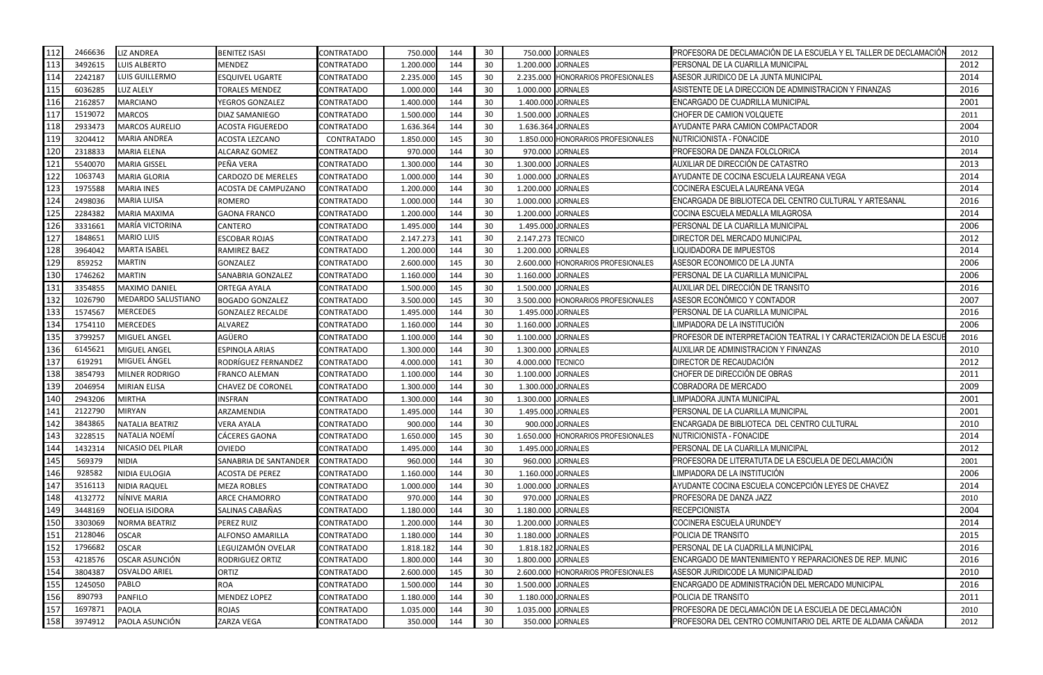| 112 | 2466636 | LIZ ANDREA | BENITEZ ISASI | CONTRATADO | 750.000 | 144 | 30 | 750.000 | JORNALES | PROFESORA DE DECLAMACIÓN DE LA ESCUELA Y EL TALLER DE DECLAMACIÓN | 2012 |
|---|---|---|---|---|---|---|---|---|---|---|---|
| 113 | 3492615 | LUIS ALBERTO | MENDEZ | CONTRATADO | 1.200.000 | 144 | 30 | 1.200.000 | JORNALES | PERSONAL DE LA CUARILLA MUNICIPAL | 2012 |
| 114 | 2242187 | LUIS GUILLERMO | ESQUIVEL UGARTE | CONTRATADO | 2.235.000 | 145 | 30 | 2.235.000 | HONORARIOS PROFESIONALES | ASESOR JURIDICO DE LA JUNTA MUNICIPAL | 2014 |
| 115 | 6036285 | LUZ ALELY | TORALES MENDEZ | CONTRATADO | 1.000.000 | 144 | 30 | 1.000.000 | JORNALES | ASISTENTE DE LA DIRECCION DE ADMINISTRACION Y FINANZAS | 2016 |
| 116 | 2162857 | MARCIANO | YEGROS GONZALEZ | CONTRATADO | 1.400.000 | 144 | 30 | 1.400.000 | JORNALES | ENCARGADO DE CUADRILLA MUNICIPAL | 2001 |
| 117 | 1519072 | MARCOS | DIAZ SAMANIEGO | CONTRATADO | 1.500.000 | 144 | 30 | 1.500.000 | JORNALES | CHOFER DE CAMION VOLQUETE | 2011 |
| 118 | 2933473 | MARCOS AURELIO | ACOSTA FIGUEREDO | CONTRATADO | 1.636.364 | 144 | 30 | 1.636.364 | JORNALES | AYUDANTE PARA CAMION COMPACTADOR | 2004 |
| 119 | 3204412 | MARIA ANDREA | ACOSTA LEZCANO | CONTRATADO | 1.850.000 | 145 | 30 | 1.850.000 | HONORARIOS PROFESIONALES | NUTRICIONISTA - FONACIDE | 2010 |
| 120 | 2318833 | MARIA ELENA | ALCARAZ GOMEZ | CONTRATADO | 970.000 | 144 | 30 | 970.000 | JORNALES | PROFESORA DE DANZA FOLCLORICA | 2014 |
| 121 | 5540070 | MARIA GISSEL | PEÑA VERA | CONTRATADO | 1.300.000 | 144 | 30 | 1.300.000 | JORNALES | AUXILIAR DE DIRECCIÓN DE CATASTRO | 2013 |
| 122 | 1063743 | MARIA GLORIA | CARDOZO DE MERELES | CONTRATADO | 1.000.000 | 144 | 30 | 1.000.000 | JORNALES | AYUDANTE DE COCINA ESCUELA LAUREANA VEGA | 2014 |
| 123 | 1975588 | MARIA INES | ACOSTA DE CAMPUZANO | CONTRATADO | 1.200.000 | 144 | 30 | 1.200.000 | JORNALES | COCINERA ESCUELA LAUREANA VEGA | 2014 |
| 124 | 2498036 | MARIA LUISA | ROMERO | CONTRATADO | 1.000.000 | 144 | 30 | 1.000.000 | JORNALES | ENCARGADA DE BIBLIOTECA DEL CENTRO CULTURAL Y ARTESANAL | 2016 |
| 125 | 2284382 | MARIA MAXIMA | GAONA FRANCO | CONTRATADO | 1.200.000 | 144 | 30 | 1.200.000 | JORNALES | COCINA ESCUELA MEDALLA MILAGROSA | 2014 |
| 126 | 3331661 | MARÍA VICTORINA | CANTERO | CONTRATADO | 1.495.000 | 144 | 30 | 1.495.000 | JORNALES | PERSONAL DE LA CUARILLA MUNICIPAL | 2006 |
| 127 | 1848651 | MARIO LUIS | ESCOBAR ROJAS | CONTRATADO | 2.147.273 | 141 | 30 | 2.147.273 | TECNICO | DIRECTOR DEL MERCADO MUNICIPAL | 2012 |
| 128 | 3964042 | MARTA ISABEL | RAMIREZ BAEZ | CONTRATADO | 1.200.000 | 144 | 30 | 1.200.000 | JORNALES | LIQUIDADORA DE IMPUESTOS | 2014 |
| 129 | 859252 | MARTIN | GONZALEZ | CONTRATADO | 2.600.000 | 145 | 30 | 2.600.000 | HONORARIOS PROFESIONALES | ASESOR ECONOMICO DE LA JUNTA | 2006 |
| 130 | 1746262 | MARTIN | SANABRIA GONZALEZ | CONTRATADO | 1.160.000 | 144 | 30 | 1.160.000 | JORNALES | PERSONAL DE LA CUARILLA MUNICIPAL | 2006 |
| 131 | 3354855 | MAXIMO DANIEL | ORTEGA AYALA | CONTRATADO | 1.500.000 | 145 | 30 | 1.500.000 | JORNALES | AUXILIAR DEL DIRECCIÓN DE TRANSITO | 2016 |
| 132 | 1026790 | MEDARDO SALUSTIANO | BOGADO GONZALEZ | CONTRATADO | 3.500.000 | 145 | 30 | 3.500.000 | HONORARIOS PROFESIONALES | ASESOR ECONÓMICO Y CONTADOR | 2007 |
| 133 | 1574567 | MERCEDES | GONZALEZ RECALDE | CONTRATADO | 1.495.000 | 144 | 30 | 1.495.000 | JORNALES | PERSONAL DE LA CUARILLA MUNICIPAL | 2016 |
| 134 | 1754110 | MERCEDES | ALVAREZ | CONTRATADO | 1.160.000 | 144 | 30 | 1.160.000 | JORNALES | LIMPIADORA DE LA INSTITUCIÓN | 2006 |
| 135 | 3799257 | MIGUEL ANGEL | AGÜERO | CONTRATADO | 1.100.000 | 144 | 30 | 1.100.000 | JORNALES | PROFESOR DE INTERPRETACION TEATRAL I Y CARACTERIZACION DE LA ESCUE | 2016 |
| 136 | 6145621 | MIGUEL ANGEL | ESPINOLA ARIAS | CONTRATADO | 1.300.000 | 144 | 30 | 1.300.000 | JORNALES | AUXILIAR DE ADMINISTRACION Y FINANZAS | 2010 |
| 137 | 619291 | MIGUEL ÁNGEL | RODRÍGUEZ FERNANDEZ | CONTRATADO | 4.000.000 | 141 | 30 | 4.000.000 | TECNICO | DIRECTOR DE RECAUDACIÓN | 2012 |
| 138 | 3854793 | MILNER RODRIGO | FRANCO ALEMAN | CONTRATADO | 1.100.000 | 144 | 30 | 1.100.000 | JORNALES | CHOFER DE DIRECCIÓN DE OBRAS | 2011 |
| 139 | 2046954 | MIRIAN ELISA | CHAVEZ DE CORONEL | CONTRATADO | 1.300.000 | 144 | 30 | 1.300.000 | JORNALES | COBRADORA DE MERCADO | 2009 |
| 140 | 2943206 | MIRTHA | INSFRAN | CONTRATADO | 1.300.000 | 144 | 30 | 1.300.000 | JORNALES | LIMPIADORA JUNTA MUNICIPAL | 2001 |
| 141 | 2122790 | MIRYAN | ARZAMENDIA | CONTRATADO | 1.495.000 | 144 | 30 | 1.495.000 | JORNALES | PERSONAL DE LA CUARILLA MUNICIPAL | 2001 |
| 142 | 3843865 | NATALIA BEATRIZ | VERA AYALA | CONTRATADO | 900.000 | 144 | 30 | 900.000 | JORNALES | ENCARGADA DE BIBLIOTECA DEL CENTRO CULTURAL | 2010 |
| 143 | 3228515 | NATALIA NOEMÍ | CÁCERES GAONA | CONTRATADO | 1.650.000 | 145 | 30 | 1.650.000 | HONORARIOS PROFESIONALES | NUTRICIONISTA - FONACIDE | 2014 |
| 144 | 1432314 | NICASIO DEL PILAR | OVIEDO | CONTRATADO | 1.495.000 | 144 | 30 | 1.495.000 | JORNALES | PERSONAL DE LA CUARILLA MUNICIPAL | 2012 |
| 145 | 569379 | NIDIA | SANABRIA DE SANTANDER | CONTRATADO | 960.000 | 144 | 30 | 960.000 | JORNALES | PROFESORA DE LITERATUTA DE LA ESCUELA DE DECLAMACIÓN | 2001 |
| 146 | 928582 | NIDIA EULOGIA | ACOSTA DE PEREZ | CONTRATADO | 1.160.000 | 144 | 30 | 1.160.000 | JORNALES | LIMPIADORA DE LA INSTITUCIÓN | 2006 |
| 147 | 3516113 | NIDIA RAQUEL | MEZA ROBLES | CONTRATADO | 1.000.000 | 144 | 30 | 1.000.000 | JORNALES | AYUDANTE COCINA ESCUELA CONCEPCIÓN LEYES DE CHAVEZ | 2014 |
| 148 | 4132772 | NÍNIVE MARIA | ARCE CHAMORRO | CONTRATADO | 970.000 | 144 | 30 | 970.000 | JORNALES | PROFESORA DE DANZA JAZZ | 2010 |
| 149 | 3448169 | NOELIA ISIDORA | SALINAS CABAÑAS | CONTRATADO | 1.180.000 | 144 | 30 | 1.180.000 | JORNALES | RECEPCIONISTA | 2004 |
| 150 | 3303069 | NORMA BEATRIZ | PEREZ RUIZ | CONTRATADO | 1.200.000 | 144 | 30 | 1.200.000 | JORNALES | COCINERA ESCUELA URUNDE'Y | 2014 |
| 151 | 2128046 | OSCAR | ALFONSO AMARILLA | CONTRATADO | 1.180.000 | 144 | 30 | 1.180.000 | JORNALES | POLICIA DE TRANSITO | 2015 |
| 152 | 1796682 | OSCAR | LEGUIZAMÓN OVELAR | CONTRATADO | 1.818.182 | 144 | 30 | 1.818.182 | JORNALES | PERSONAL DE LA CUADRILLA MUNICIPAL | 2016 |
| 153 | 4218576 | OSCAR ASUNCIÓN | RODRIGUEZ ORTIZ | CONTRATADO | 1.800.000 | 144 | 30 | 1.800.000 | JORNALES | ENCARGADO DE MANTENIMIENTO Y REPARACIONES DE REP. MUNIC | 2016 |
| 154 | 3804387 | OSVALDO ARIEL | ORTIZ | CONTRATADO | 2.600.000 | 145 | 30 | 2.600.000 | HONORARIOS PROFESIONALES | ASESOR JURIDICODE LA MUNICIPALIDAD | 2010 |
| 155 | 1245050 | PABLO | ROA | CONTRATADO | 1.500.000 | 144 | 30 | 1.500.000 | JORNALES | ENCARGADO DE ADMINISTRACIÓN DEL MERCADO MUNICIPAL | 2016 |
| 156 | 890793 | PANFILO | MENDEZ LOPEZ | CONTRATADO | 1.180.000 | 144 | 30 | 1.180.000 | JORNALES | POLICIA DE TRANSITO | 2011 |
| 157 | 1697871 | PAOLA | ROJAS | CONTRATADO | 1.035.000 | 144 | 30 | 1.035.000 | JORNALES | PROFESORA DE DECLAMACIÓN DE LA ESCUELA DE DECLAMACIÓN | 2010 |
| 158 | 3974912 | PAOLA ASUNCIÓN | ZARZA VEGA | CONTRATADO | 350.000 | 144 | 30 | 350.000 | JORNALES | PROFESORA DEL CENTRO COMUNITARIO DEL ARTE DE ALDAMA CAÑADA | 2012 |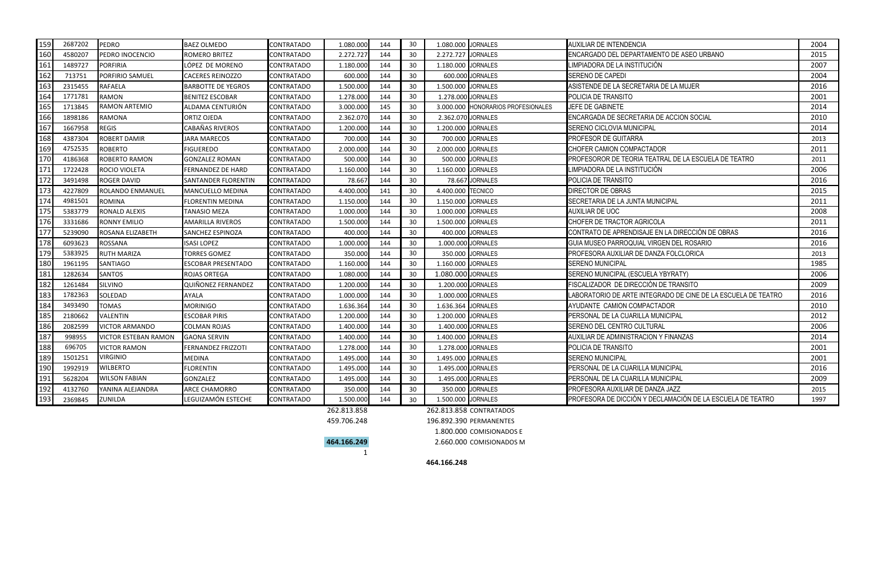| | | | | | | | | | | | |
|---|---|---|---|---|---|---|---|---|---|---|---|
| 159 | 2687202 | PEDRO | BAEZ OLMEDO | CONTRATADO | 1.080.000 | 144 | 30 | 1.080.000 | JORNALES | AUXILIAR DE INTENDENCIA | 2004 |
| 160 | 4580207 | PEDRO INOCENCIO | ROMERO BRITEZ | CONTRATADO | 2.272.727 | 144 | 30 | 2.272.727 | JORNALES | ENCARGADO DEL DEPARTAMENTO DE ASEO URBANO | 2015 |
| 161 | 1489727 | PORFIRIA | LÓPEZ DE MORENO | CONTRATADO | 1.180.000 | 144 | 30 | 1.180.000 | JORNALES | LIMPIADORA DE LA INSTITUCIÓN | 2007 |
| 162 | 713751 | PORFIRIO SAMUEL | CACERES REINOZZO | CONTRATADO | 600.000 | 144 | 30 | 600.000 | JORNALES | SERENO DE CAPEDI | 2004 |
| 163 | 2315455 | RAFAELA | BARBOTTE DE YEGROS | CONTRATADO | 1.500.000 | 144 | 30 | 1.500.000 | JORNALES | ASISTENDE DE LA SECRETARIA DE LA MUJER | 2016 |
| 164 | 1771781 | RAMON | BENITEZ ESCOBAR | CONTRATADO | 1.278.000 | 144 | 30 | 1.278.000 | JORNALES | POLICIA DE TRANSITO | 2001 |
| 165 | 1713845 | RAMON ARTEMIO | ALDAMA CENTURIÓN | CONTRATADO | 3.000.000 | 145 | 30 | 3.000.000 | HONORARIOS PROFESIONALES | JEFE DE GABINETE | 2014 |
| 166 | 1898186 | RAMONA | ORTIZ OJEDA | CONTRATADO | 2.362.070 | 144 | 30 | 2.362.070 | JORNALES | ENCARGADA DE SECRETARIA DE ACCION SOCIAL | 2010 |
| 167 | 1667958 | REGIS | CABAÑAS RIVEROS | CONTRATADO | 1.200.000 | 144 | 30 | 1.200.000 | JORNALES | SERENO CICLOVIA MUNICIPAL | 2014 |
| 168 | 4387304 | ROBERT DAMIR | JARA MARECOS | CONTRATADO | 700.000 | 144 | 30 | 700.000 | JORNALES | PROFESOR DE GUITARRA | 2013 |
| 169 | 4752535 | ROBERTO | FIGUEREDO | CONTRATADO | 2.000.000 | 144 | 30 | 2.000.000 | JORNALES | CHOFER CAMION COMPACTADOR | 2011 |
| 170 | 4186368 | ROBERTO RAMON | GONZALEZ ROMAN | CONTRATADO | 500.000 | 144 | 30 | 500.000 | JORNALES | PROFESOROR DE TEORIA TEATRAL DE LA ESCUELA DE TEATRO | 2011 |
| 171 | 1722428 | ROCIO VIOLETA | FERNANDEZ DE HARD | CONTRATADO | 1.160.000 | 144 | 30 | 1.160.000 | JORNALES | LIMPIADORA DE LA INSTITUCIÓN | 2006 |
| 172 | 3491498 | ROGER DAVID | SANTANDER FLORENTIN | CONTRATADO | 78.667 | 144 | 30 | 78.667 | JORNALES | POLICIA DE TRANSITO | 2016 |
| 173 | 4227809 | ROLANDO ENMANUEL | MANCUELLO MEDINA | CONTRATADO | 4.400.000 | 141 | 30 | 4.400.000 | TECNICO | DIRECTOR DE OBRAS | 2015 |
| 174 | 4981501 | ROMINA | FLORENTIN MEDINA | CONTRATADO | 1.150.000 | 144 | 30 | 1.150.000 | JORNALES | SECRETARIA DE LA JUNTA MUNICIPAL | 2011 |
| 175 | 5383779 | RONALD ALEXIS | TANASIO MEZA | CONTRATADO | 1.000.000 | 144 | 30 | 1.000.000 | JORNALES | AUXILIAR DE UOC | 2008 |
| 176 | 3331686 | RONNY EMILIO | AMARILLA RIVEROS | CONTRATADO | 1.500.000 | 144 | 30 | 1.500.000 | JORNALES | CHOFER DE TRACTOR AGRICOLA | 2011 |
| 177 | 5239090 | ROSANA ELIZABETH | SANCHEZ ESPINOZA | CONTRATADO | 400.000 | 144 | 30 | 400.000 | JORNALES | CONTRATO DE APRENDISAJE EN LA DIRECCIÓN DE OBRAS | 2016 |
| 178 | 6093623 | ROSSANA | ISASI LOPEZ | CONTRATADO | 1.000.000 | 144 | 30 | 1.000.000 | JORNALES | GUIA MUSEO PARROQUIAL VIRGEN DEL ROSARIO | 2016 |
| 179 | 5383925 | RUTH MARIZA | TORRES GOMEZ | CONTRATADO | 350.000 | 144 | 30 | 350.000 | JORNALES | PROFESORA AUXILIAR DE DANZA FOLCLORICA | 2013 |
| 180 | 1961195 | SANTIAGO | ESCOBAR PRESENTADO | CONTRATADO | 1.160.000 | 144 | 30 | 1.160.000 | JORNALES | SERENO MUNICIPAL | 1985 |
| 181 | 1282634 | SANTOS | ROJAS ORTEGA | CONTRATADO | 1.080.000 | 144 | 30 | 1.080.000 | JORNALES | SERENO MUNICIPAL (ESCUELA YBYRATY) | 2006 |
| 182 | 1261484 | SILVINO | QUIÑONEZ FERNANDEZ | CONTRATADO | 1.200.000 | 144 | 30 | 1.200.000 | JORNALES | FISCALIZADOR DE DIRECCIÓN DE TRANSITO | 2009 |
| 183 | 1782363 | SOLEDAD | AYALA | CONTRATADO | 1.000.000 | 144 | 30 | 1.000.000 | JORNALES | LABORATORIO DE ARTE INTEGRADO DE CINE DE LA ESCUELA DE TEATRO | 2016 |
| 184 | 3493490 | TOMAS | MORINIGO | CONTRATADO | 1.636.364 | 144 | 30 | 1.636.364 | JORNALES | AYUDANTE CAMION COMPACTADOR | 2010 |
| 185 | 2180662 | VALENTIN | ESCOBAR PIRIS | CONTRATADO | 1.200.000 | 144 | 30 | 1.200.000 | JORNALES | PERSONAL DE LA CUARILLA MUNICIPAL | 2012 |
| 186 | 2082599 | VICTOR ARMANDO | COLMAN ROJAS | CONTRATADO | 1.400.000 | 144 | 30 | 1.400.000 | JORNALES | SERENO DEL CENTRO CULTURAL | 2006 |
| 187 | 998955 | VICTOR ESTEBAN RAMON | GAONA SERVIN | CONTRATADO | 1.400.000 | 144 | 30 | 1.400.000 | JORNALES | AUXILIAR DE ADMINISTRACION Y FINANZAS | 2014 |
| 188 | 696705 | VICTOR RAMON | FERNANDEZ FRIZZOTI | CONTRATADO | 1.278.000 | 144 | 30 | 1.278.000 | JORNALES | POLICIA DE TRANSITO | 2001 |
| 189 | 1501251 | VIRGINIO | MEDINA | CONTRATADO | 1.495.000 | 144 | 30 | 1.495.000 | JORNALES | SERENO MUNICIPAL | 2001 |
| 190 | 1992919 | WILBERTO | FLORENTIN | CONTRATADO | 1.495.000 | 144 | 30 | 1.495.000 | JORNALES | PERSONAL DE LA CUARILLA MUNICIPAL | 2016 |
| 191 | 5628204 | WILSON FABIAN | GONZALEZ | CONTRATADO | 1.495.000 | 144 | 30 | 1.495.000 | JORNALES | PERSONAL DE LA CUARILLA MUNICIPAL | 2009 |
| 192 | 4132760 | YANINA ALEJANDRA | ARCE CHAMORRO | CONTRATADO | 350.000 | 144 | 30 | 350.000 | JORNALES | PROFESORA AUXILIAR DE DANZA JAZZ | 2015 |
| 193 | 2369845 | ZUNILDA | LEGUIZAMÓN ESTECHE | CONTRATADO | 1.500.000 | 144 | 30 | 1.500.000 | JORNALES | PROFESORA DE DICCIÓN Y DECLAMACIÓN DE LA ESCUELA DE TEATRO | 1997 |
| | | | | | 262.813.858 | | | 262.813.858 | CONTRATADOS | | |
| | | | | | 459.706.248 | | | 196.892.390 | PERMANENTES | | |
| | | | | | | | | 1.800.000 | COMISIONADOS E | | |
| | | | | | **464.166.249** | | | 2.660.000 | COMISIONADOS M | | |
| | | | | | 1 | | | | | | |
| | | | | | | | | **464.166.248** | | | |